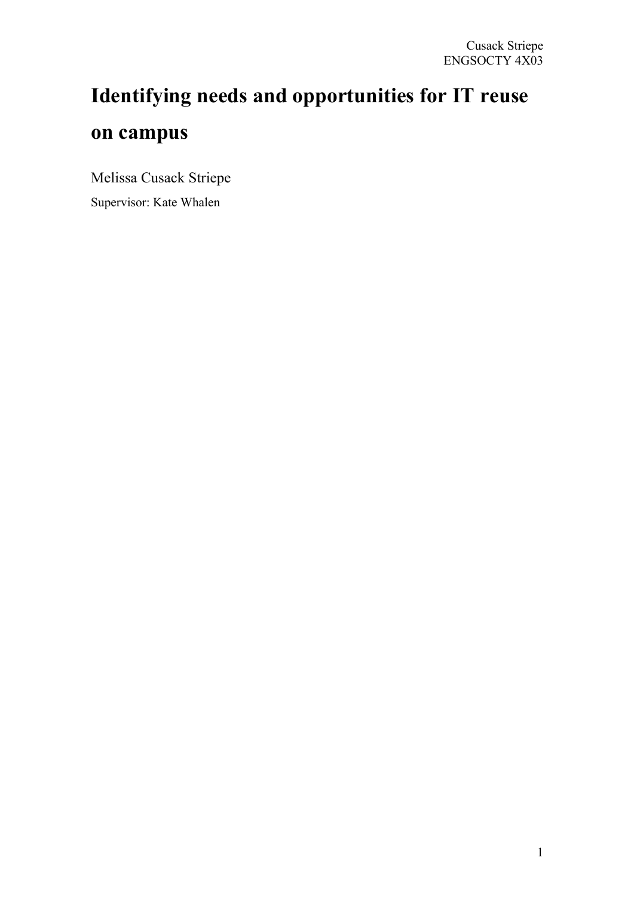# Identifying needs and opportunities for IT reuse on campus

Melissa Cusack Striepe

Supervisor: Kate Whalen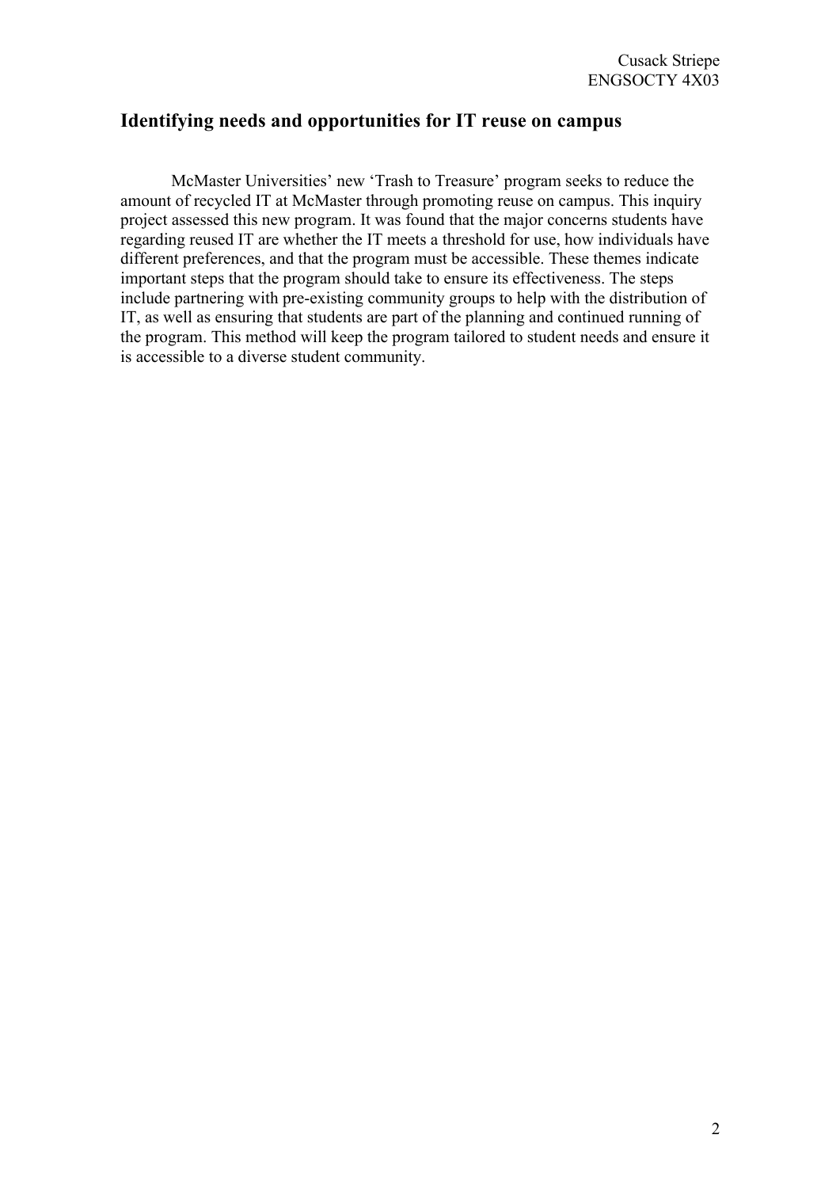## Identifying needs and opportunities for IT reuse on campus

McMaster Universities' new 'Trash to Treasure' program seeks to reduce the amount of recycled IT at McMaster through promoting reuse on campus. This inquiry project assessed this new program. It was found that the major concerns students have regarding reused IT are whether the IT meets a threshold for use, how individuals have different preferences, and that the program must be accessible. These themes indicate important steps that the program should take to ensure its effectiveness. The steps include partnering with pre-existing community groups to help with the distribution of IT, as well as ensuring that students are part of the planning and continued running of the program. This method will keep the program tailored to student needs and ensure it is accessible to a diverse student community.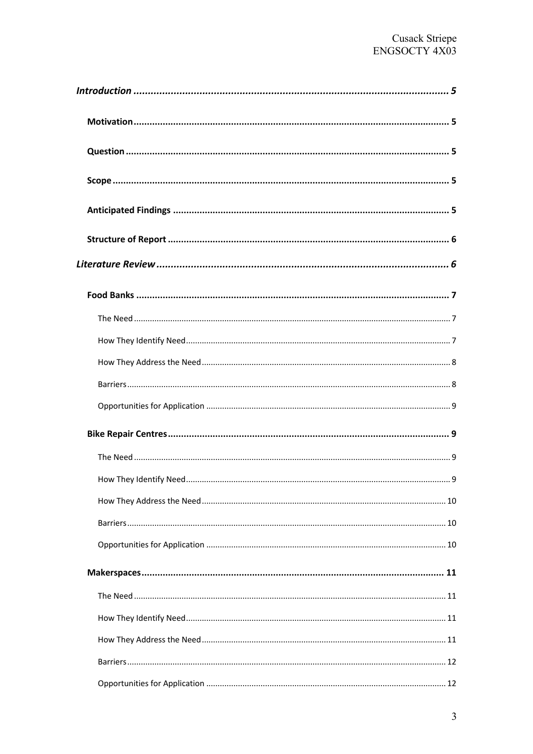*Introduction* ........................................................................................................ 5

**Motivation** ........................................................................................................ 5

**Question** ........................................................................................................ 5

**Scope** ........................................................................................................ 5

**Anticipated Findings** ........................................................................................................ 5

**Structure of Report** ........................................................................................................ 6

*Literature Review* ........................................................................................................ 6

**Food Banks** ........................................................................................................ 7

The Need ........................................................................................................ 7

How They Identify Need ........................................................................................................ 7

How They Address the Need ........................................................................................................ 8

Barriers ........................................................................................................ 8

Opportunities for Application ........................................................................................................ 9

**Bike Repair Centres** ........................................................................................................ 9

The Need ........................................................................................................ 9

How They Identify Need ........................................................................................................ 9

How They Address the Need ........................................................................................................ 10

Barriers ........................................................................................................ 10

Opportunities for Application ........................................................................................................ 10

**Makerspaces** ........................................................................................................ 11

The Need ........................................................................................................ 11

How They Identify Need ........................................................................................................ 11

How They Address the Need ........................................................................................................ 11

Barriers ........................................................................................................ 12

Opportunities for Application ........................................................................................................ 12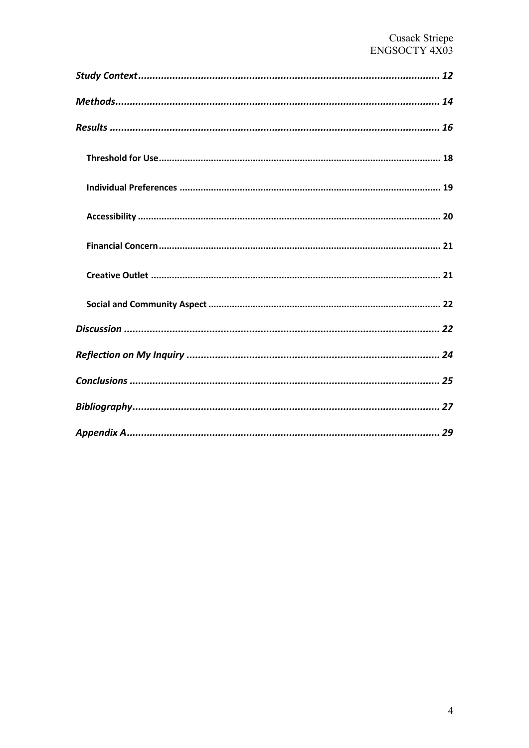*Study Context*........................................................................................................ *12*

*Methods*.................................................................................................................. *14*

*Results* .................................................................................................................. *16*

**Threshold for Use**.............................................................................................. **18**

**Individual Preferences** ...................................................................................... **19**

**Accessibility** ...................................................................................................... **20**

**Financial Concern**.............................................................................................. **21**

**Creative Outlet** .................................................................................................. **21**

**Social and Community Aspect** ........................................................................... **22**

*Discussion* ............................................................................................................. *22*

*Reflection on My Inquiry* ........................................................................................ *24*

*Conclusions* ............................................................................................................ *25*

*Bibliography*........................................................................................................... *27*

*Appendix A*............................................................................................................. *29*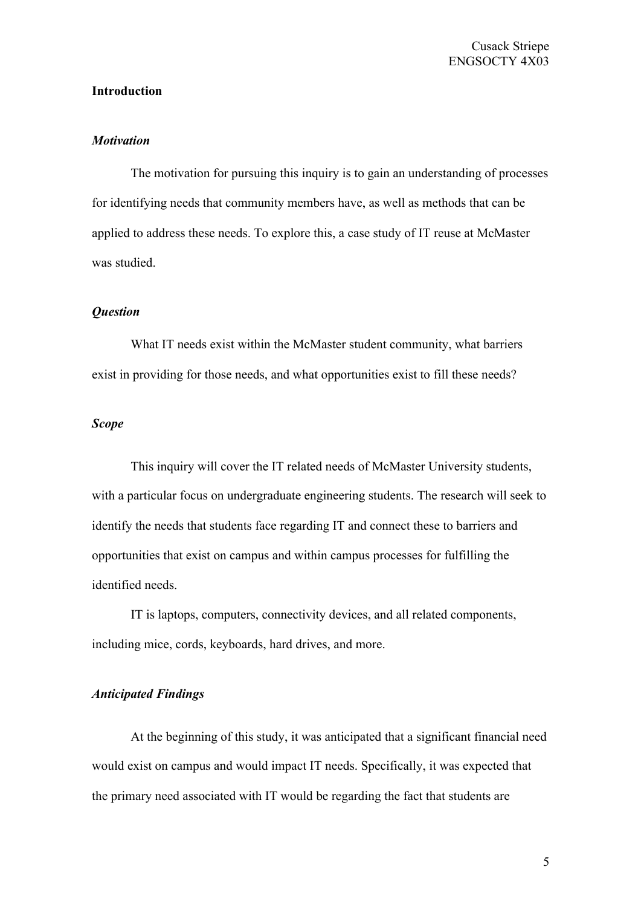## Introduction

### *Motivation*

The motivation for pursuing this inquiry is to gain an understanding of processes for identifying needs that community members have, as well as methods that can be applied to address these needs. To explore this, a case study of IT reuse at McMaster was studied.

### *Question*

What IT needs exist within the McMaster student community, what barriers exist in providing for those needs, and what opportunities exist to fill these needs?

### *Scope*

This inquiry will cover the IT related needs of McMaster University students, with a particular focus on undergraduate engineering students. The research will seek to identify the needs that students face regarding IT and connect these to barriers and opportunities that exist on campus and within campus processes for fulfilling the identified needs.

IT is laptops, computers, connectivity devices, and all related components, including mice, cords, keyboards, hard drives, and more.

### *Anticipated Findings*

At the beginning of this study, it was anticipated that a significant financial need would exist on campus and would impact IT needs. Specifically, it was expected that the primary need associated with IT would be regarding the fact that students are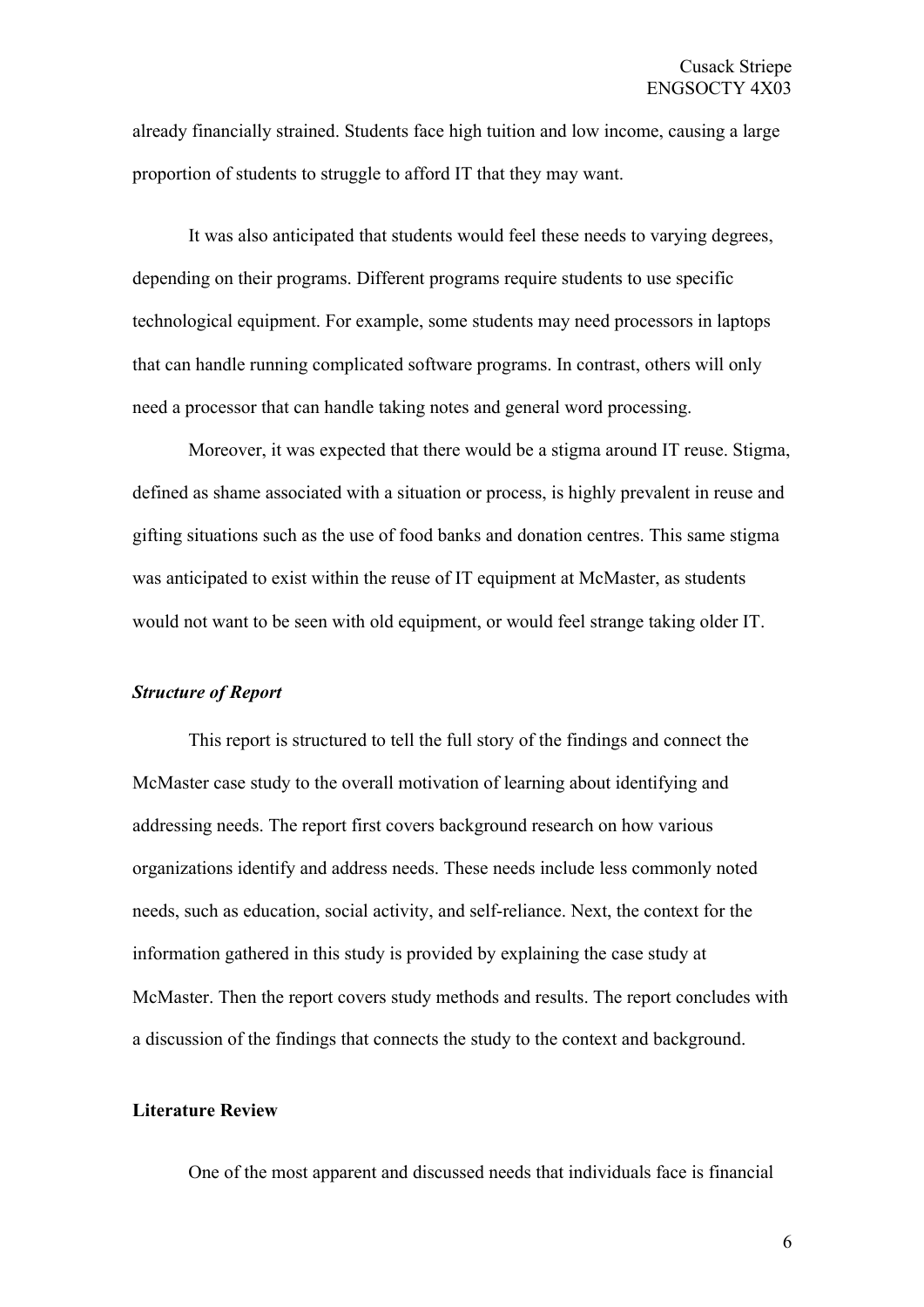already financially strained. Students face high tuition and low income, causing a large proportion of students to struggle to afford IT that they may want.

It was also anticipated that students would feel these needs to varying degrees, depending on their programs. Different programs require students to use specific technological equipment. For example, some students may need processors in laptops that can handle running complicated software programs. In contrast, others will only need a processor that can handle taking notes and general word processing.

Moreover, it was expected that there would be a stigma around IT reuse. Stigma, defined as shame associated with a situation or process, is highly prevalent in reuse and gifting situations such as the use of food banks and donation centres. This same stigma was anticipated to exist within the reuse of IT equipment at McMaster, as students would not want to be seen with old equipment, or would feel strange taking older IT.

### *Structure of Report*

This report is structured to tell the full story of the findings and connect the McMaster case study to the overall motivation of learning about identifying and addressing needs. The report first covers background research on how various organizations identify and address needs. These needs include less commonly noted needs, such as education, social activity, and self-reliance. Next, the context for the information gathered in this study is provided by explaining the case study at McMaster. Then the report covers study methods and results. The report concludes with a discussion of the findings that connects the study to the context and background.

## Literature Review

One of the most apparent and discussed needs that individuals face is financial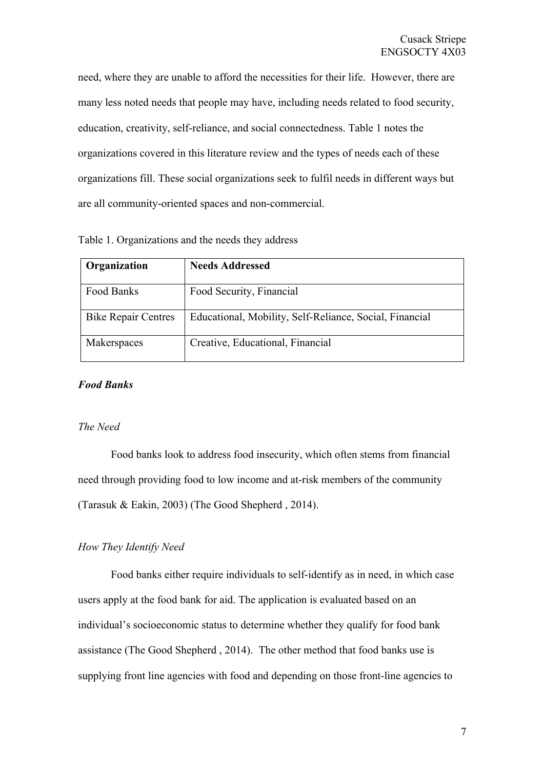need, where they are unable to afford the necessities for their life. However, there are many less noted needs that people may have, including needs related to food security, education, creativity, self-reliance, and social connectedness. Table 1 notes the organizations covered in this literature review and the types of needs each of these organizations fill. These social organizations seek to fulfil needs in different ways but are all community-oriented spaces and non-commercial.

Table 1. Organizations and the needs they address

| **Organization** | **Needs Addressed** |
|---|---|
| Food Banks | Food Security, Financial |
| Bike Repair Centres | Educational, Mobility, Self-Reliance, Social, Financial |
| Makerspaces | Creative, Educational, Financial |

### ***Food Banks***

#### *The Need*

Food banks look to address food insecurity, which often stems from financial need through providing food to low income and at-risk members of the community (Tarasuk & Eakin, 2003) (The Good Shepherd , 2014).

#### *How They Identify Need*

Food banks either require individuals to self-identify as in need, in which case users apply at the food bank for aid. The application is evaluated based on an individual's socioeconomic status to determine whether they qualify for food bank assistance (The Good Shepherd , 2014). The other method that food banks use is supplying front line agencies with food and depending on those front-line agencies to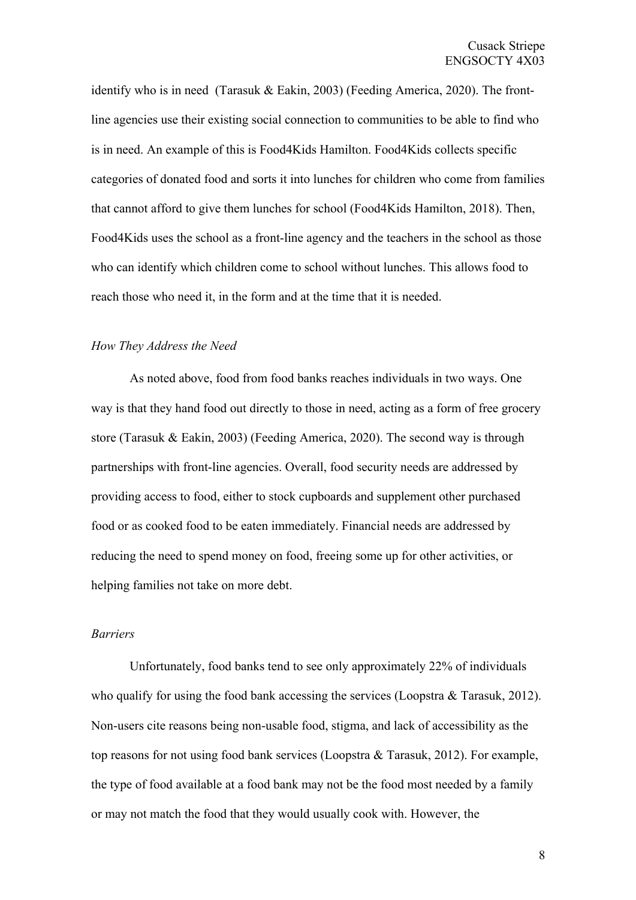identify who is in need  (Tarasuk & Eakin, 2003) (Feeding America, 2020). The front-line agencies use their existing social connection to communities to be able to find who is in need. An example of this is Food4Kids Hamilton. Food4Kids collects specific categories of donated food and sorts it into lunches for children who come from families that cannot afford to give them lunches for school (Food4Kids Hamilton, 2018). Then, Food4Kids uses the school as a front-line agency and the teachers in the school as those who can identify which children come to school without lunches. This allows food to reach those who need it, in the form and at the time that it is needed.

*How They Address the Need*

As noted above, food from food banks reaches individuals in two ways. One way is that they hand food out directly to those in need, acting as a form of free grocery store (Tarasuk & Eakin, 2003) (Feeding America, 2020). The second way is through partnerships with front-line agencies. Overall, food security needs are addressed by providing access to food, either to stock cupboards and supplement other purchased food or as cooked food to be eaten immediately. Financial needs are addressed by reducing the need to spend money on food, freeing some up for other activities, or helping families not take on more debt.

*Barriers*

Unfortunately, food banks tend to see only approximately 22% of individuals who qualify for using the food bank accessing the services (Loopstra & Tarasuk, 2012). Non-users cite reasons being non-usable food, stigma, and lack of accessibility as the top reasons for not using food bank services (Loopstra & Tarasuk, 2012). For example, the type of food available at a food bank may not be the food most needed by a family or may not match the food that they would usually cook with. However, the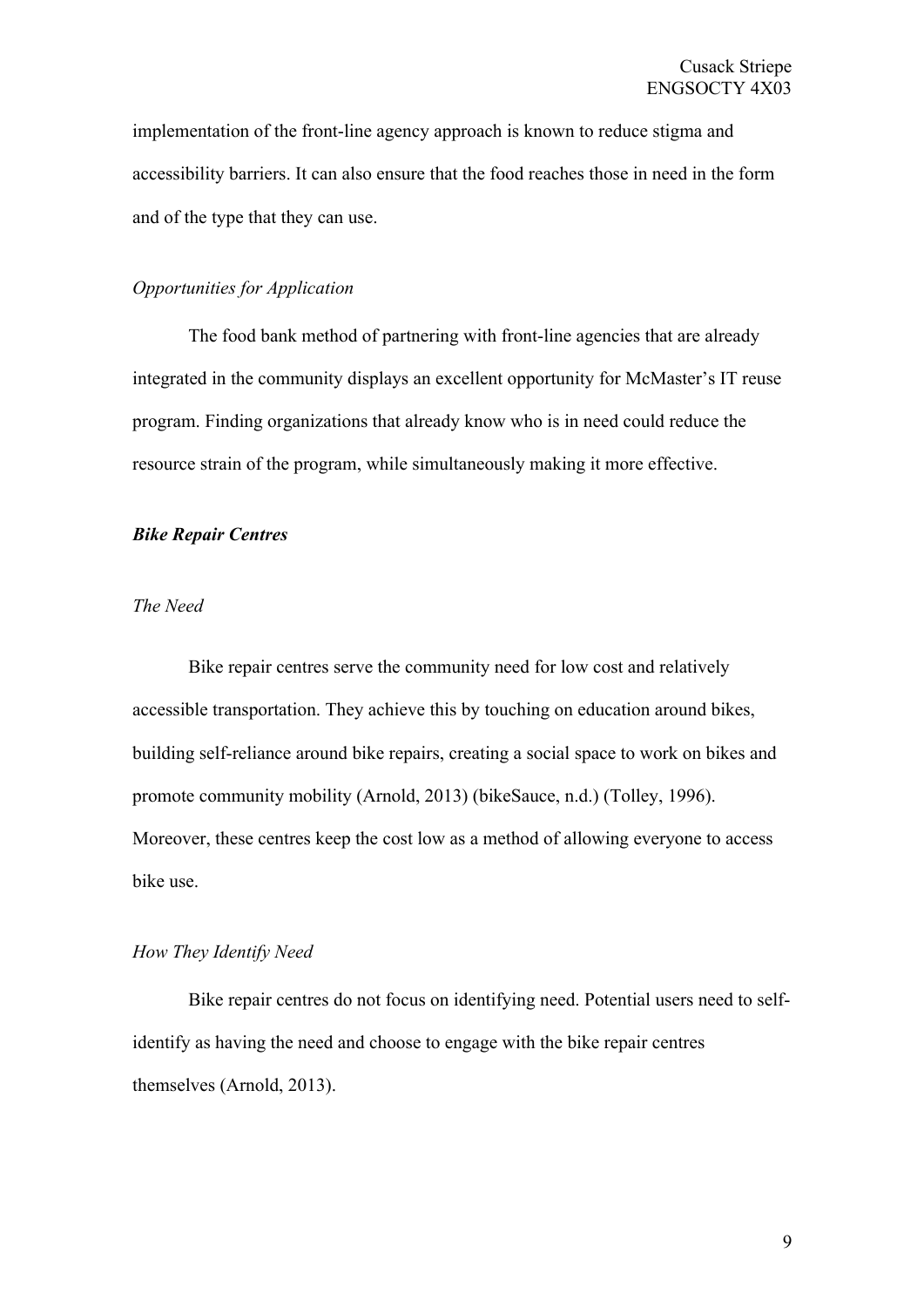implementation of the front-line agency approach is known to reduce stigma and accessibility barriers. It can also ensure that the food reaches those in need in the form and of the type that they can use.

#### *Opportunities for Application*

The food bank method of partnering with front-line agencies that are already integrated in the community displays an excellent opportunity for McMaster's IT reuse program. Finding organizations that already know who is in need could reduce the resource strain of the program, while simultaneously making it more effective.

### ***Bike Repair Centres***

#### *The Need*

Bike repair centres serve the community need for low cost and relatively accessible transportation. They achieve this by touching on education around bikes, building self-reliance around bike repairs, creating a social space to work on bikes and promote community mobility (Arnold, 2013) (bikeSauce, n.d.) (Tolley, 1996). Moreover, these centres keep the cost low as a method of allowing everyone to access bike use.

#### *How They Identify Need*

Bike repair centres do not focus on identifying need. Potential users need to self-identify as having the need and choose to engage with the bike repair centres themselves (Arnold, 2013).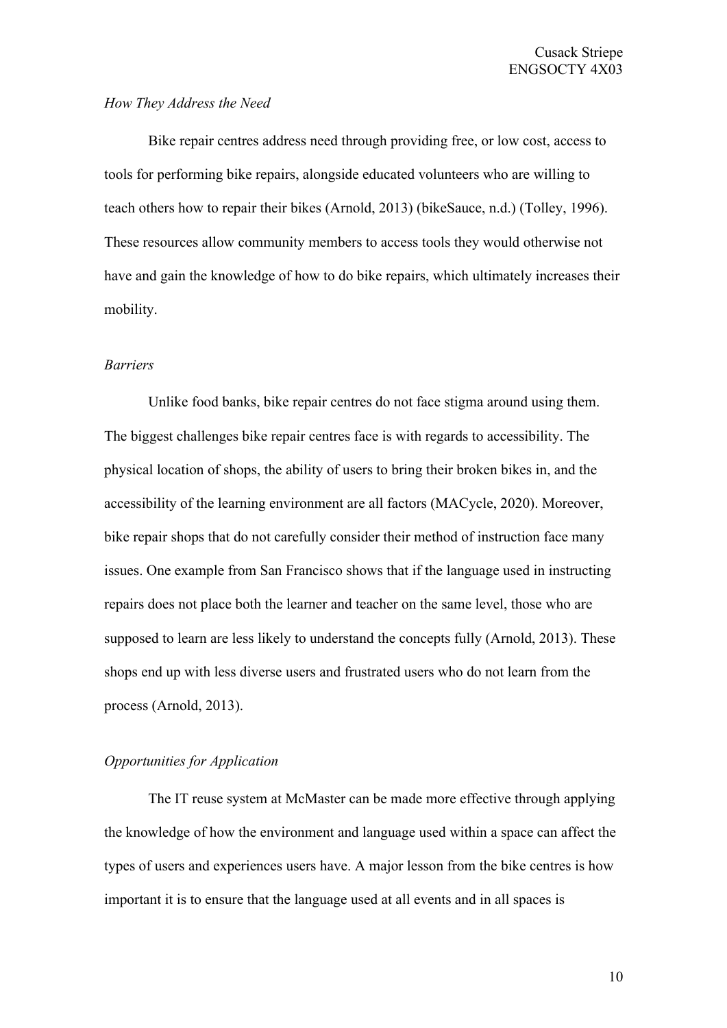*How They Address the Need*

Bike repair centres address need through providing free, or low cost, access to tools for performing bike repairs, alongside educated volunteers who are willing to teach others how to repair their bikes (Arnold, 2013) (bikeSauce, n.d.) (Tolley, 1996). These resources allow community members to access tools they would otherwise not have and gain the knowledge of how to do bike repairs, which ultimately increases their mobility.

*Barriers*

Unlike food banks, bike repair centres do not face stigma around using them. The biggest challenges bike repair centres face is with regards to accessibility. The physical location of shops, the ability of users to bring their broken bikes in, and the accessibility of the learning environment are all factors (MACycle, 2020). Moreover, bike repair shops that do not carefully consider their method of instruction face many issues. One example from San Francisco shows that if the language used in instructing repairs does not place both the learner and teacher on the same level, those who are supposed to learn are less likely to understand the concepts fully (Arnold, 2013). These shops end up with less diverse users and frustrated users who do not learn from the process (Arnold, 2013).

*Opportunities for Application*

The IT reuse system at McMaster can be made more effective through applying the knowledge of how the environment and language used within a space can affect the types of users and experiences users have. A major lesson from the bike centres is how important it is to ensure that the language used at all events and in all spaces is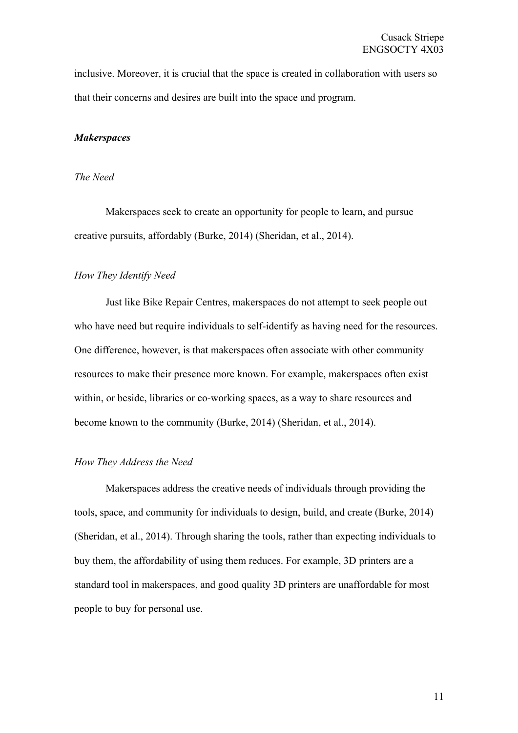inclusive. Moreover, it is crucial that the space is created in collaboration with users so that their concerns and desires are built into the space and program.

### ***Makerspaces***

#### *The Need*

Makerspaces seek to create an opportunity for people to learn, and pursue creative pursuits, affordably (Burke, 2014) (Sheridan, et al., 2014).

#### *How They Identify Need*

Just like Bike Repair Centres, makerspaces do not attempt to seek people out who have need but require individuals to self-identify as having need for the resources. One difference, however, is that makerspaces often associate with other community resources to make their presence more known. For example, makerspaces often exist within, or beside, libraries or co-working spaces, as a way to share resources and become known to the community (Burke, 2014) (Sheridan, et al., 2014).

#### *How They Address the Need*

Makerspaces address the creative needs of individuals through providing the tools, space, and community for individuals to design, build, and create (Burke, 2014) (Sheridan, et al., 2014). Through sharing the tools, rather than expecting individuals to buy them, the affordability of using them reduces. For example, 3D printers are a standard tool in makerspaces, and good quality 3D printers are unaffordable for most people to buy for personal use.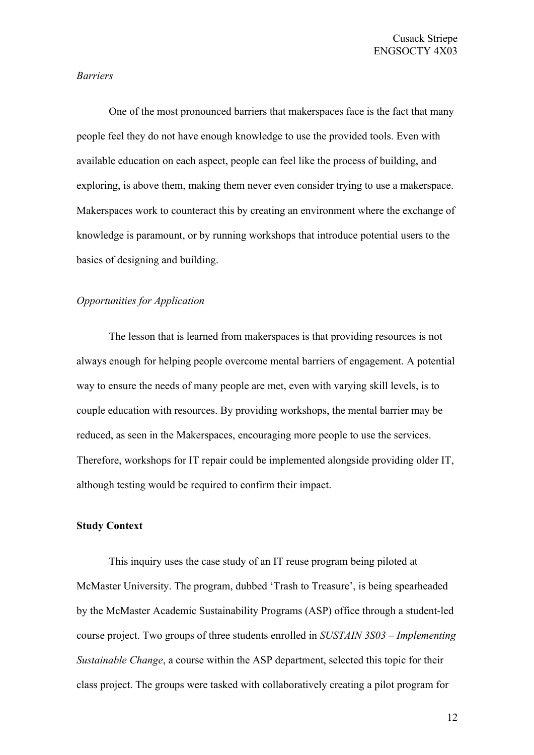*Barriers*

One of the most pronounced barriers that makerspaces face is the fact that many people feel they do not have enough knowledge to use the provided tools. Even with available education on each aspect, people can feel like the process of building, and exploring, is above them, making them never even consider trying to use a makerspace. Makerspaces work to counteract this by creating an environment where the exchange of knowledge is paramount, or by running workshops that introduce potential users to the basics of designing and building.

*Opportunities for Application*

The lesson that is learned from makerspaces is that providing resources is not always enough for helping people overcome mental barriers of engagement. A potential way to ensure the needs of many people are met, even with varying skill levels, is to couple education with resources. By providing workshops, the mental barrier may be reduced, as seen in the Makerspaces, encouraging more people to use the services. Therefore, workshops for IT repair could be implemented alongside providing older IT, although testing would be required to confirm their impact.

**Study Context**

This inquiry uses the case study of an IT reuse program being piloted at McMaster University. The program, dubbed 'Trash to Treasure', is being spearheaded by the McMaster Academic Sustainability Programs (ASP) office through a student-led course project. Two groups of three students enrolled in *SUSTAIN 3S03 – Implementing Sustainable Change*, a course within the ASP department, selected this topic for their class project. The groups were tasked with collaboratively creating a pilot program for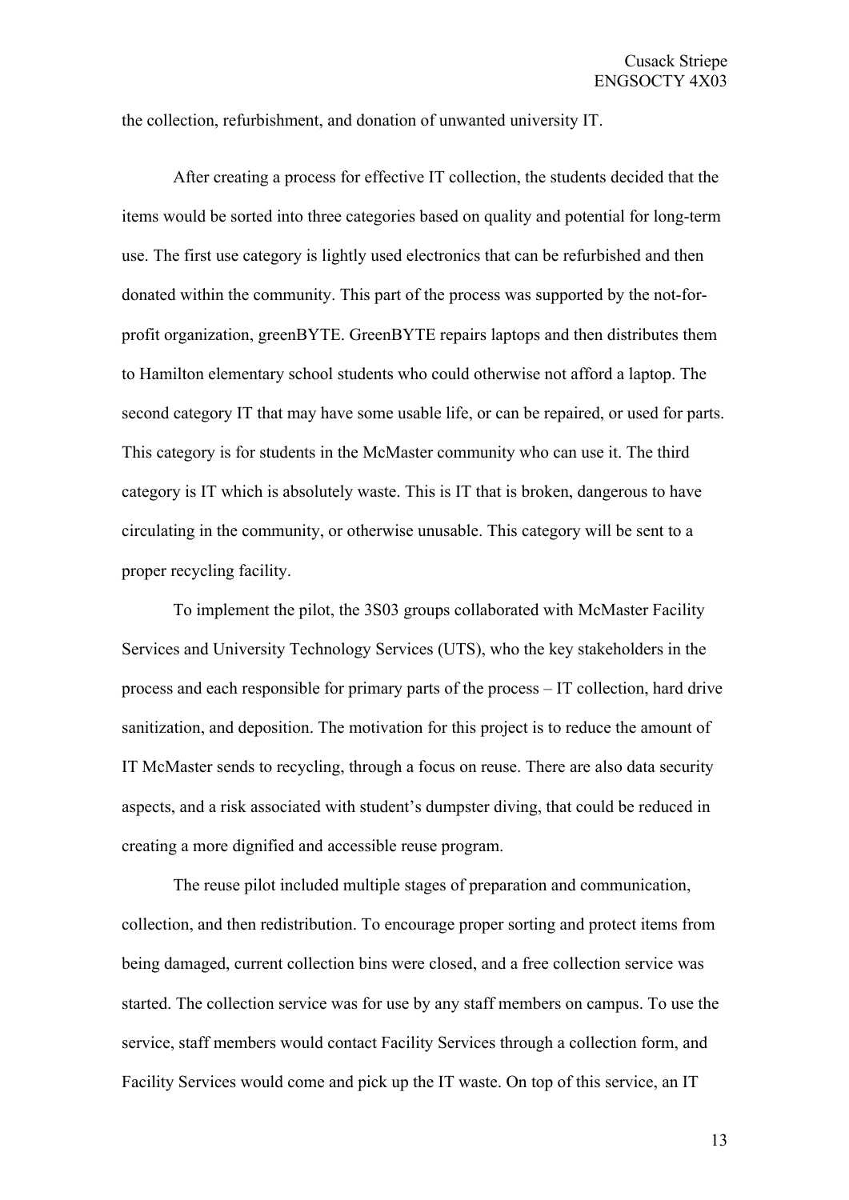the collection, refurbishment, and donation of unwanted university IT.

After creating a process for effective IT collection, the students decided that the items would be sorted into three categories based on quality and potential for long-term use. The first use category is lightly used electronics that can be refurbished and then donated within the community. This part of the process was supported by the not-for-profit organization, greenBYTE. GreenBYTE repairs laptops and then distributes them to Hamilton elementary school students who could otherwise not afford a laptop. The second category IT that may have some usable life, or can be repaired, or used for parts. This category is for students in the McMaster community who can use it. The third category is IT which is absolutely waste. This is IT that is broken, dangerous to have circulating in the community, or otherwise unusable. This category will be sent to a proper recycling facility.

To implement the pilot, the 3S03 groups collaborated with McMaster Facility Services and University Technology Services (UTS), who the key stakeholders in the process and each responsible for primary parts of the process – IT collection, hard drive sanitization, and deposition. The motivation for this project is to reduce the amount of IT McMaster sends to recycling, through a focus on reuse. There are also data security aspects, and a risk associated with student's dumpster diving, that could be reduced in creating a more dignified and accessible reuse program.

The reuse pilot included multiple stages of preparation and communication, collection, and then redistribution. To encourage proper sorting and protect items from being damaged, current collection bins were closed, and a free collection service was started. The collection service was for use by any staff members on campus. To use the service, staff members would contact Facility Services through a collection form, and Facility Services would come and pick up the IT waste. On top of this service, an IT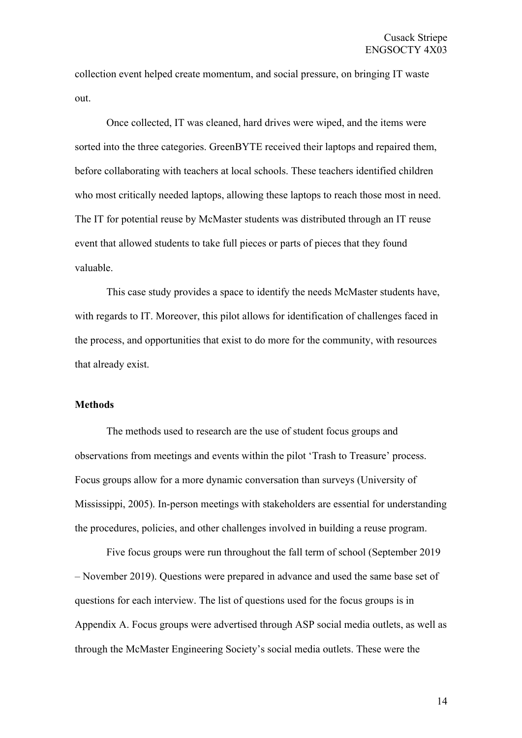collection event helped create momentum, and social pressure, on bringing IT waste out.

Once collected, IT was cleaned, hard drives were wiped, and the items were sorted into the three categories. GreenBYTE received their laptops and repaired them, before collaborating with teachers at local schools. These teachers identified children who most critically needed laptops, allowing these laptops to reach those most in need. The IT for potential reuse by McMaster students was distributed through an IT reuse event that allowed students to take full pieces or parts of pieces that they found valuable.

This case study provides a space to identify the needs McMaster students have, with regards to IT. Moreover, this pilot allows for identification of challenges faced in the process, and opportunities that exist to do more for the community, with resources that already exist.

**Methods**

The methods used to research are the use of student focus groups and observations from meetings and events within the pilot 'Trash to Treasure' process. Focus groups allow for a more dynamic conversation than surveys (University of Mississippi, 2005). In-person meetings with stakeholders are essential for understanding the procedures, policies, and other challenges involved in building a reuse program.

Five focus groups were run throughout the fall term of school (September 2019 – November 2019). Questions were prepared in advance and used the same base set of questions for each interview. The list of questions used for the focus groups is in Appendix A. Focus groups were advertised through ASP social media outlets, as well as through the McMaster Engineering Society's social media outlets. These were the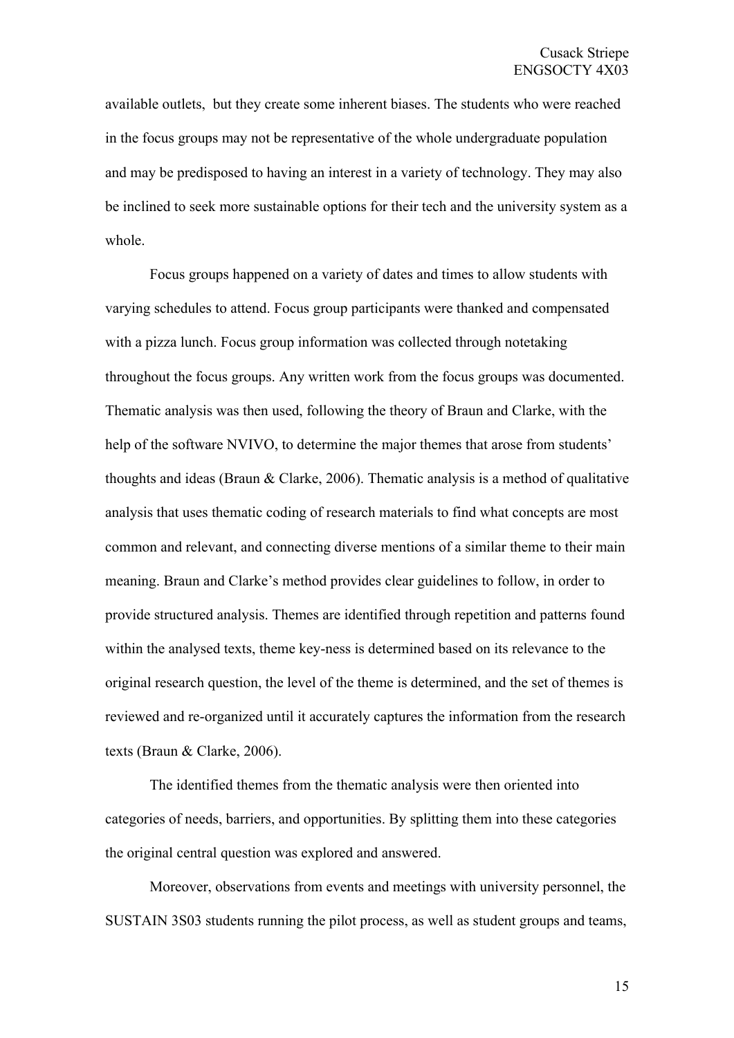available outlets,  but they create some inherent biases. The students who were reached in the focus groups may not be representative of the whole undergraduate population and may be predisposed to having an interest in a variety of technology. They may also be inclined to seek more sustainable options for their tech and the university system as a whole.

Focus groups happened on a variety of dates and times to allow students with varying schedules to attend. Focus group participants were thanked and compensated with a pizza lunch. Focus group information was collected through notetaking throughout the focus groups. Any written work from the focus groups was documented. Thematic analysis was then used, following the theory of Braun and Clarke, with the help of the software NVIVO, to determine the major themes that arose from students' thoughts and ideas (Braun & Clarke, 2006). Thematic analysis is a method of qualitative analysis that uses thematic coding of research materials to find what concepts are most common and relevant, and connecting diverse mentions of a similar theme to their main meaning. Braun and Clarke's method provides clear guidelines to follow, in order to provide structured analysis. Themes are identified through repetition and patterns found within the analysed texts, theme key-ness is determined based on its relevance to the original research question, the level of the theme is determined, and the set of themes is reviewed and re-organized until it accurately captures the information from the research texts (Braun & Clarke, 2006).

The identified themes from the thematic analysis were then oriented into categories of needs, barriers, and opportunities. By splitting them into these categories the original central question was explored and answered.

Moreover, observations from events and meetings with university personnel, the SUSTAIN 3S03 students running the pilot process, as well as student groups and teams,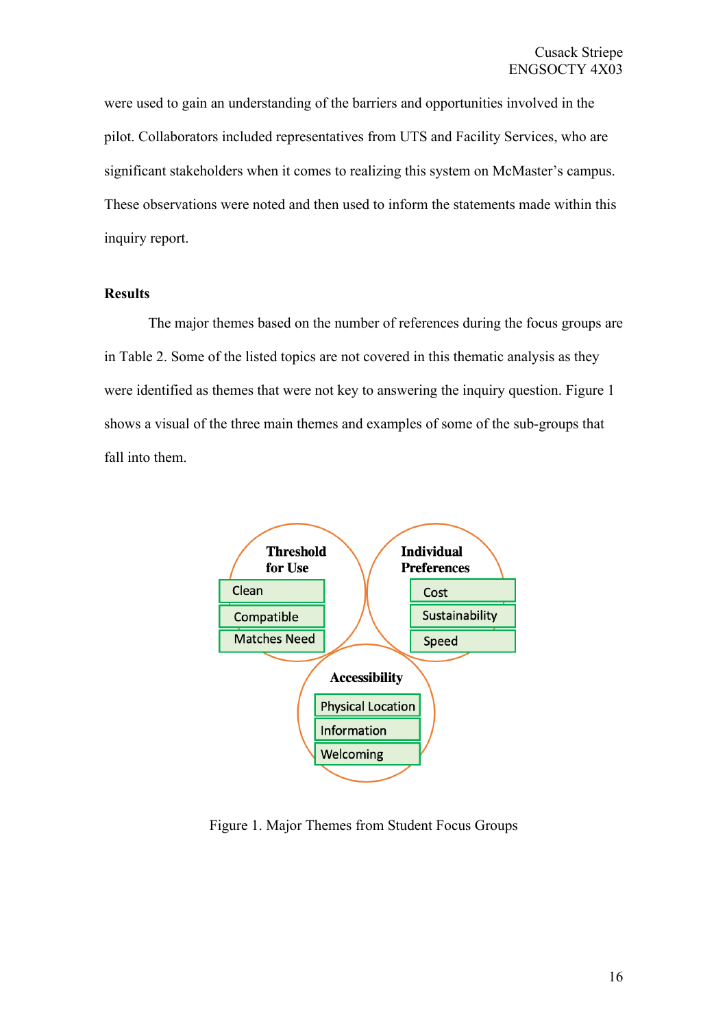were used to gain an understanding of the barriers and opportunities involved in the pilot. Collaborators included representatives from UTS and Facility Services, who are significant stakeholders when it comes to realizing this system on McMaster's campus. These observations were noted and then used to inform the statements made within this inquiry report.

**Results**

The major themes based on the number of references during the focus groups are in Table 2. Some of the listed topics are not covered in this thematic analysis as they were identified as themes that were not key to answering the inquiry question. Figure 1 shows a visual of the three main themes and examples of some of the sub-groups that fall into them.

Figure 1. Major Themes from Student Focus Groups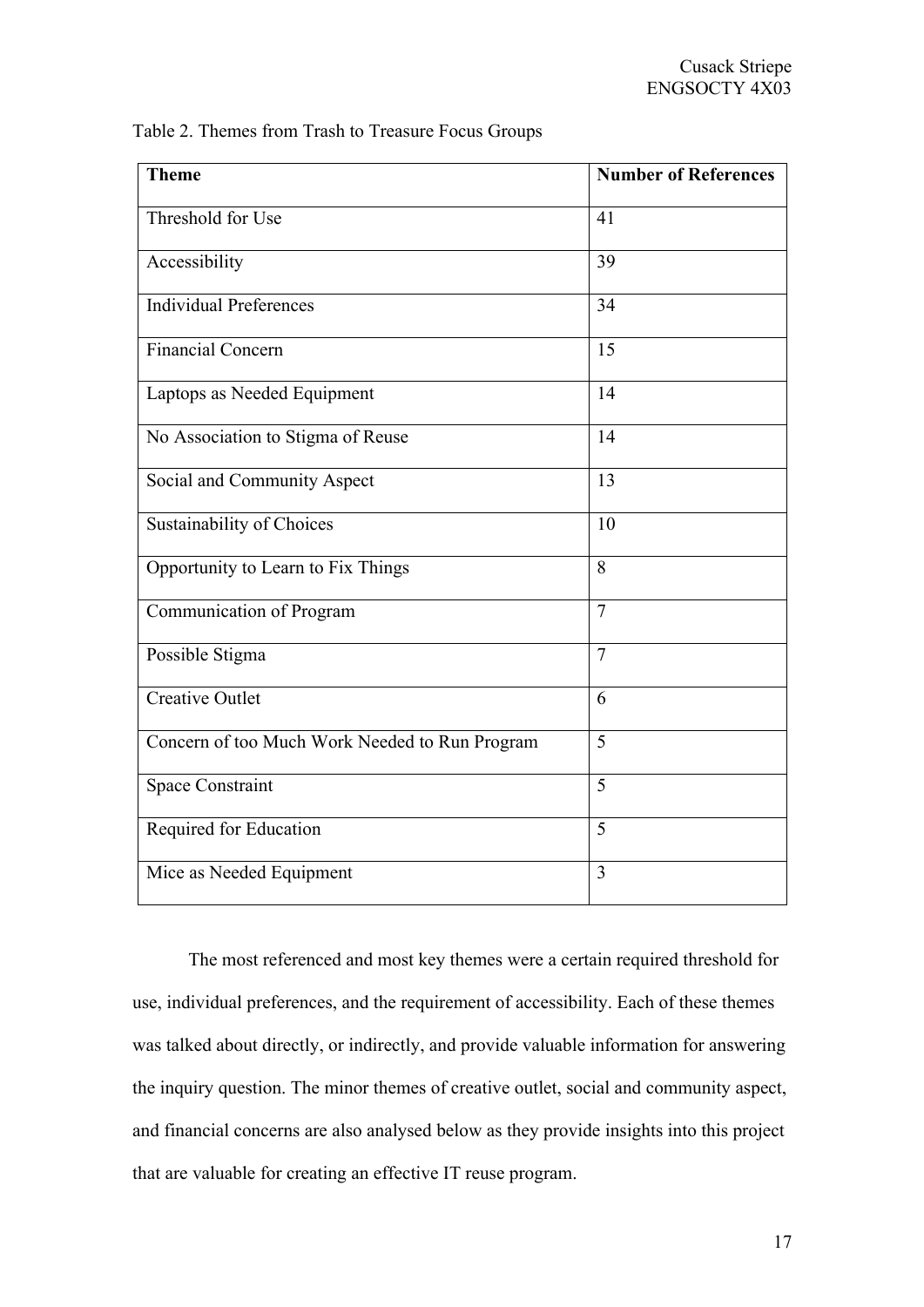Table 2. Themes from Trash to Treasure Focus Groups

| Theme | Number of References |
| --- | --- |
| Threshold for Use | 41 |
| Accessibility | 39 |
| Individual Preferences | 34 |
| Financial Concern | 15 |
| Laptops as Needed Equipment | 14 |
| No Association to Stigma of Reuse | 14 |
| Social and Community Aspect | 13 |
| Sustainability of Choices | 10 |
| Opportunity to Learn to Fix Things | 8 |
| Communication of Program | 7 |
| Possible Stigma | 7 |
| Creative Outlet | 6 |
| Concern of too Much Work Needed to Run Program | 5 |
| Space Constraint | 5 |
| Required for Education | 5 |
| Mice as Needed Equipment | 3 |

The most referenced and most key themes were a certain required threshold for use, individual preferences, and the requirement of accessibility. Each of these themes was talked about directly, or indirectly, and provide valuable information for answering the inquiry question. The minor themes of creative outlet, social and community aspect, and financial concerns are also analysed below as they provide insights into this project that are valuable for creating an effective IT reuse program.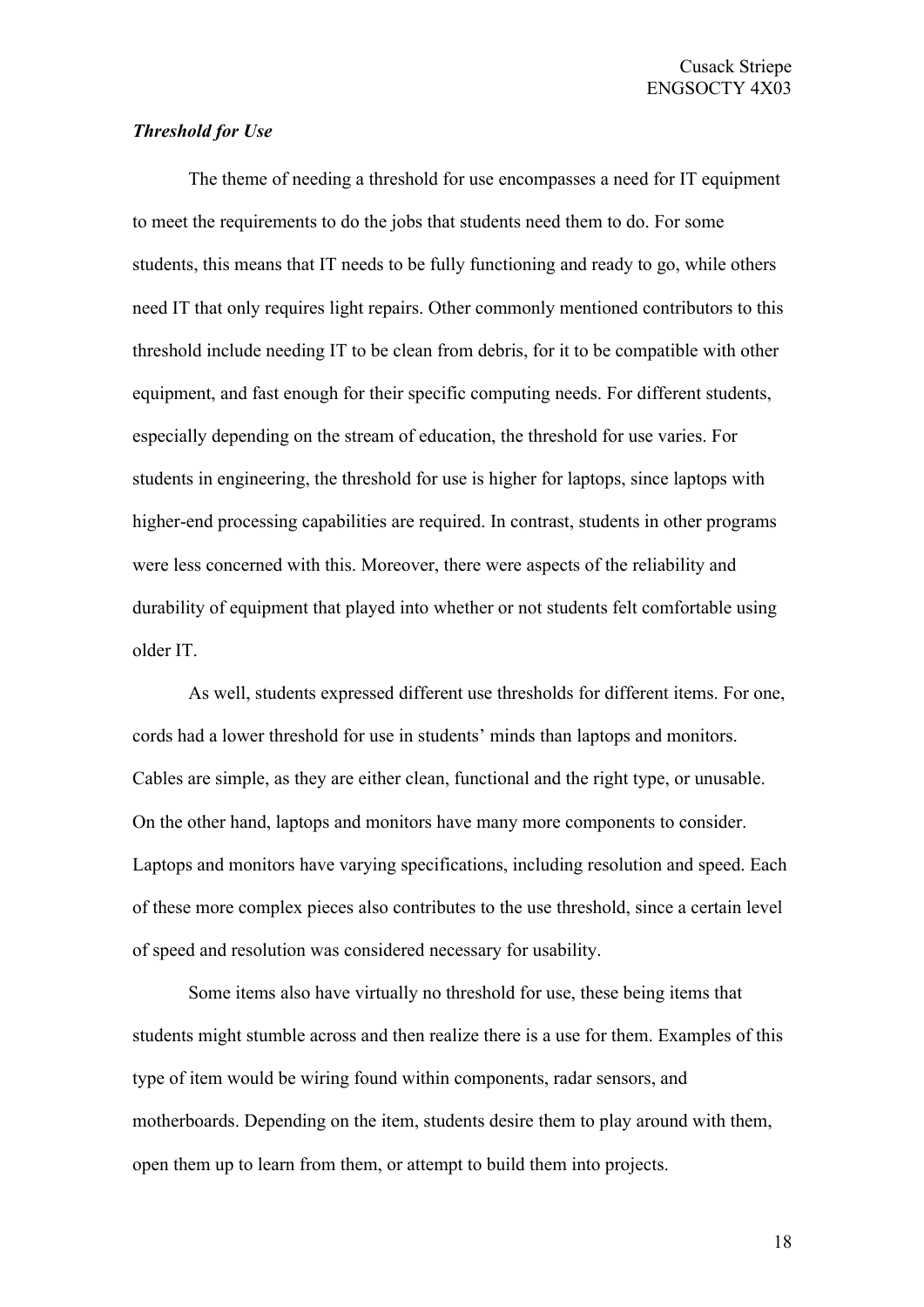***Threshold for Use***

The theme of needing a threshold for use encompasses a need for IT equipment to meet the requirements to do the jobs that students need them to do. For some students, this means that IT needs to be fully functioning and ready to go, while others need IT that only requires light repairs. Other commonly mentioned contributors to this threshold include needing IT to be clean from debris, for it to be compatible with other equipment, and fast enough for their specific computing needs. For different students, especially depending on the stream of education, the threshold for use varies. For students in engineering, the threshold for use is higher for laptops, since laptops with higher-end processing capabilities are required. In contrast, students in other programs were less concerned with this. Moreover, there were aspects of the reliability and durability of equipment that played into whether or not students felt comfortable using older IT.

As well, students expressed different use thresholds for different items. For one, cords had a lower threshold for use in students' minds than laptops and monitors. Cables are simple, as they are either clean, functional and the right type, or unusable. On the other hand, laptops and monitors have many more components to consider. Laptops and monitors have varying specifications, including resolution and speed. Each of these more complex pieces also contributes to the use threshold, since a certain level of speed and resolution was considered necessary for usability.

Some items also have virtually no threshold for use, these being items that students might stumble across and then realize there is a use for them. Examples of this type of item would be wiring found within components, radar sensors, and motherboards. Depending on the item, students desire them to play around with them, open them up to learn from them, or attempt to build them into projects.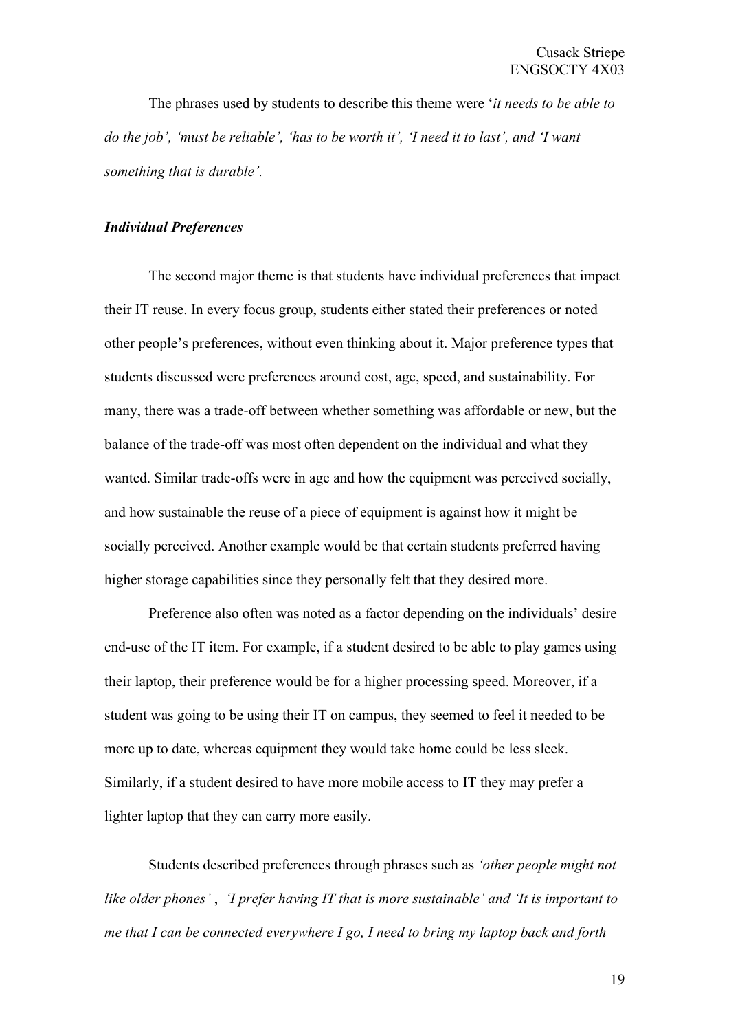The phrases used by students to describe this theme were '*it needs to be able to do the job', 'must be reliable', 'has to be worth it', 'I need it to last', and 'I want something that is durable'.*

***Individual Preferences***

The second major theme is that students have individual preferences that impact their IT reuse. In every focus group, students either stated their preferences or noted other people's preferences, without even thinking about it. Major preference types that students discussed were preferences around cost, age, speed, and sustainability. For many, there was a trade-off between whether something was affordable or new, but the balance of the trade-off was most often dependent on the individual and what they wanted. Similar trade-offs were in age and how the equipment was perceived socially, and how sustainable the reuse of a piece of equipment is against how it might be socially perceived. Another example would be that certain students preferred having higher storage capabilities since they personally felt that they desired more.

Preference also often was noted as a factor depending on the individuals' desire end-use of the IT item. For example, if a student desired to be able to play games using their laptop, their preference would be for a higher processing speed. Moreover, if a student was going to be using their IT on campus, they seemed to feel it needed to be more up to date, whereas equipment they would take home could be less sleek. Similarly, if a student desired to have more mobile access to IT they may prefer a lighter laptop that they can carry more easily.

Students described preferences through phrases such as *'other people might not like older phones'* , *'I prefer having IT that is more sustainable' and 'It is important to me that I can be connected everywhere I go, I need to bring my laptop back and forth*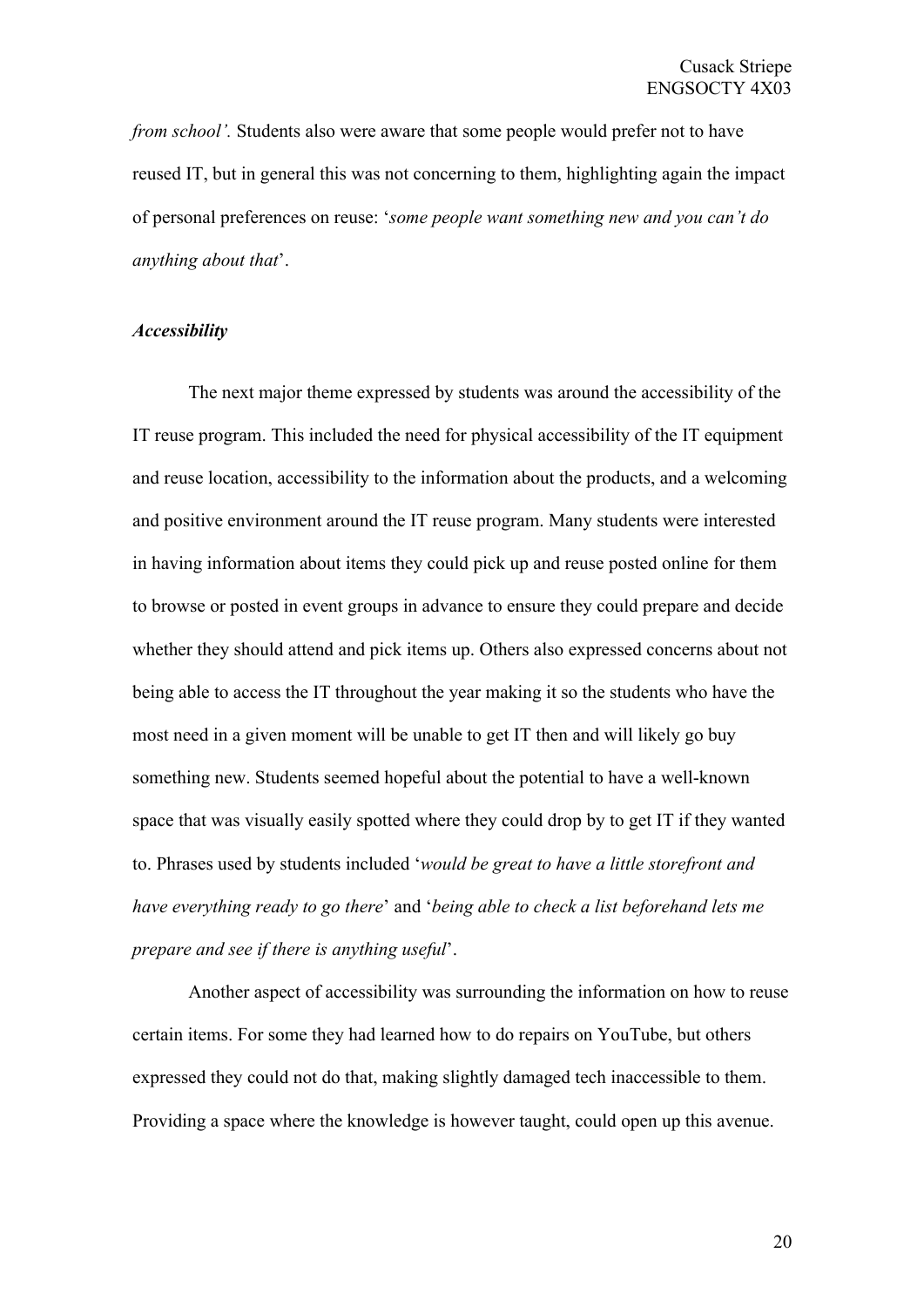*from school'.* Students also were aware that some people would prefer not to have reused IT, but in general this was not concerning to them, highlighting again the impact of personal preferences on reuse: '*some people want something new and you can't do anything about that*'.

***Accessibility***

The next major theme expressed by students was around the accessibility of the IT reuse program. This included the need for physical accessibility of the IT equipment and reuse location, accessibility to the information about the products, and a welcoming and positive environment around the IT reuse program. Many students were interested in having information about items they could pick up and reuse posted online for them to browse or posted in event groups in advance to ensure they could prepare and decide whether they should attend and pick items up. Others also expressed concerns about not being able to access the IT throughout the year making it so the students who have the most need in a given moment will be unable to get IT then and will likely go buy something new. Students seemed hopeful about the potential to have a well-known space that was visually easily spotted where they could drop by to get IT if they wanted to. Phrases used by students included '*would be great to have a little storefront and have everything ready to go there*' and '*being able to check a list beforehand lets me prepare and see if there is anything useful*'.

Another aspect of accessibility was surrounding the information on how to reuse certain items. For some they had learned how to do repairs on YouTube, but others expressed they could not do that, making slightly damaged tech inaccessible to them. Providing a space where the knowledge is however taught, could open up this avenue.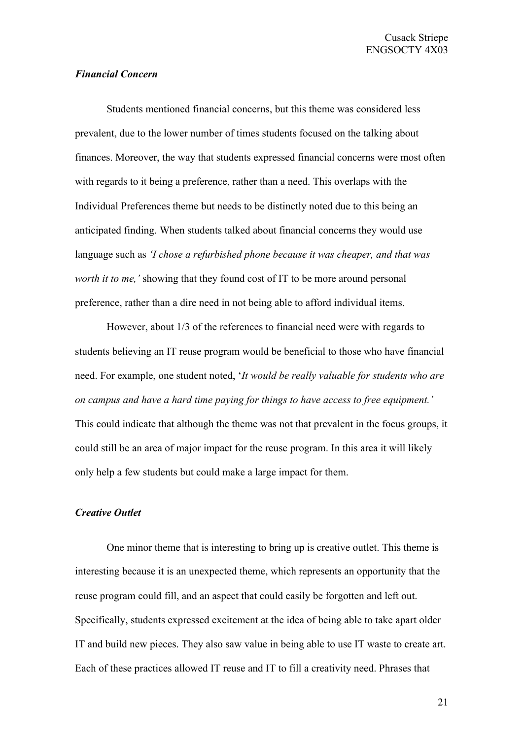### *Financial Concern*

Students mentioned financial concerns, but this theme was considered less prevalent, due to the lower number of times students focused on the talking about finances. Moreover, the way that students expressed financial concerns were most often with regards to it being a preference, rather than a need. This overlaps with the Individual Preferences theme but needs to be distinctly noted due to this being an anticipated finding. When students talked about financial concerns they would use language such as *'I chose a refurbished phone because it was cheaper, and that was worth it to me,'* showing that they found cost of IT to be more around personal preference, rather than a dire need in not being able to afford individual items.

However, about 1/3 of the references to financial need were with regards to students believing an IT reuse program would be beneficial to those who have financial need. For example, one student noted, '*It would be really valuable for students who are on campus and have a hard time paying for things to have access to free equipment.'* This could indicate that although the theme was not that prevalent in the focus groups, it could still be an area of major impact for the reuse program. In this area it will likely only help a few students but could make a large impact for them.

### *Creative Outlet*

One minor theme that is interesting to bring up is creative outlet. This theme is interesting because it is an unexpected theme, which represents an opportunity that the reuse program could fill, and an aspect that could easily be forgotten and left out. Specifically, students expressed excitement at the idea of being able to take apart older IT and build new pieces. They also saw value in being able to use IT waste to create art. Each of these practices allowed IT reuse and IT to fill a creativity need. Phrases that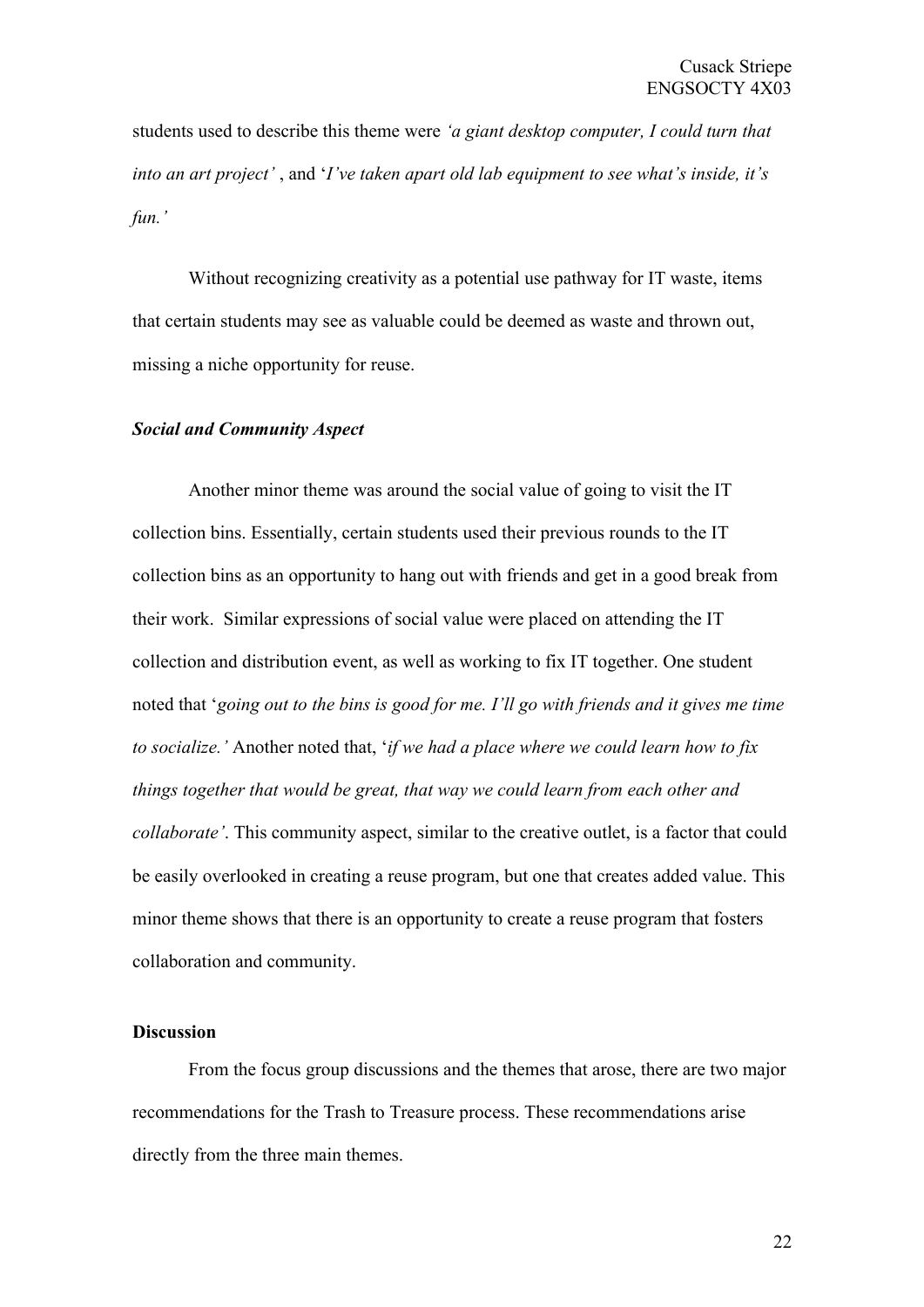students used to describe this theme were *'a giant desktop computer, I could turn that into an art project'* , and '*I've taken apart old lab equipment to see what's inside, it's fun.'*

Without recognizing creativity as a potential use pathway for IT waste, items that certain students may see as valuable could be deemed as waste and thrown out, missing a niche opportunity for reuse.

### *Social and Community Aspect*

Another minor theme was around the social value of going to visit the IT collection bins. Essentially, certain students used their previous rounds to the IT collection bins as an opportunity to hang out with friends and get in a good break from their work. Similar expressions of social value were placed on attending the IT collection and distribution event, as well as working to fix IT together. One student noted that '*going out to the bins is good for me. I'll go with friends and it gives me time to socialize.'* Another noted that, '*if we had a place where we could learn how to fix things together that would be great, that way we could learn from each other and collaborate'*. This community aspect, similar to the creative outlet, is a factor that could be easily overlooked in creating a reuse program, but one that creates added value. This minor theme shows that there is an opportunity to create a reuse program that fosters collaboration and community.

## Discussion

From the focus group discussions and the themes that arose, there are two major recommendations for the Trash to Treasure process. These recommendations arise directly from the three main themes.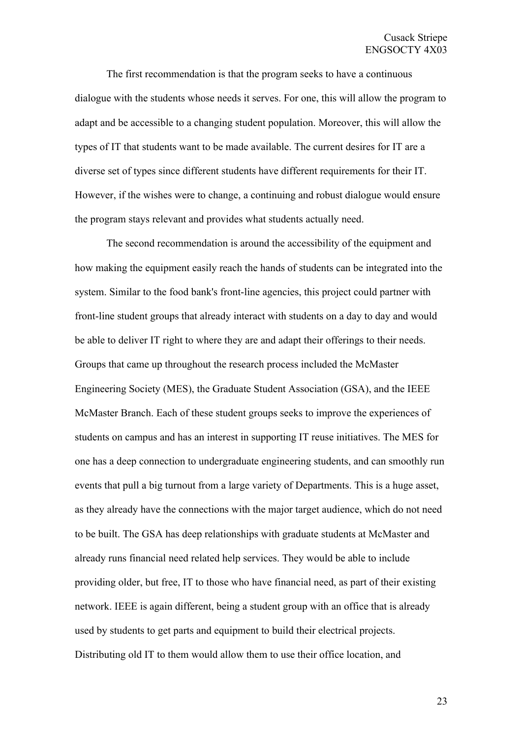The first recommendation is that the program seeks to have a continuous dialogue with the students whose needs it serves. For one, this will allow the program to adapt and be accessible to a changing student population. Moreover, this will allow the types of IT that students want to be made available. The current desires for IT are a diverse set of types since different students have different requirements for their IT. However, if the wishes were to change, a continuing and robust dialogue would ensure the program stays relevant and provides what students actually need.

The second recommendation is around the accessibility of the equipment and how making the equipment easily reach the hands of students can be integrated into the system. Similar to the food bank's front-line agencies, this project could partner with front-line student groups that already interact with students on a day to day and would be able to deliver IT right to where they are and adapt their offerings to their needs. Groups that came up throughout the research process included the McMaster Engineering Society (MES), the Graduate Student Association (GSA), and the IEEE McMaster Branch. Each of these student groups seeks to improve the experiences of students on campus and has an interest in supporting IT reuse initiatives. The MES for one has a deep connection to undergraduate engineering students, and can smoothly run events that pull a big turnout from a large variety of Departments. This is a huge asset, as they already have the connections with the major target audience, which do not need to be built. The GSA has deep relationships with graduate students at McMaster and already runs financial need related help services. They would be able to include providing older, but free, IT to those who have financial need, as part of their existing network. IEEE is again different, being a student group with an office that is already used by students to get parts and equipment to build their electrical projects. Distributing old IT to them would allow them to use their office location, and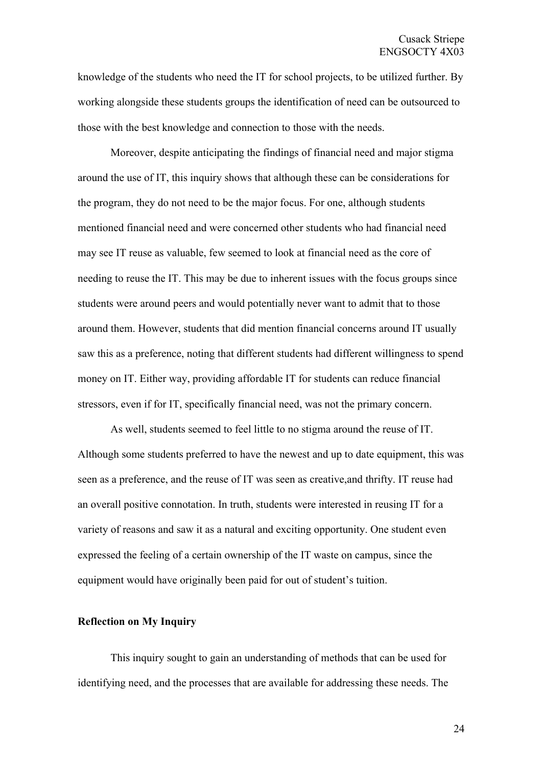knowledge of the students who need the IT for school projects, to be utilized further. By working alongside these students groups the identification of need can be outsourced to those with the best knowledge and connection to those with the needs.

Moreover, despite anticipating the findings of financial need and major stigma around the use of IT, this inquiry shows that although these can be considerations for the program, they do not need to be the major focus. For one, although students mentioned financial need and were concerned other students who had financial need may see IT reuse as valuable, few seemed to look at financial need as the core of needing to reuse the IT. This may be due to inherent issues with the focus groups since students were around peers and would potentially never want to admit that to those around them. However, students that did mention financial concerns around IT usually saw this as a preference, noting that different students had different willingness to spend money on IT. Either way, providing affordable IT for students can reduce financial stressors, even if for IT, specifically financial need, was not the primary concern.

As well, students seemed to feel little to no stigma around the reuse of IT. Although some students preferred to have the newest and up to date equipment, this was seen as a preference, and the reuse of IT was seen as creative,and thrifty. IT reuse had an overall positive connotation. In truth, students were interested in reusing IT for a variety of reasons and saw it as a natural and exciting opportunity. One student even expressed the feeling of a certain ownership of the IT waste on campus, since the equipment would have originally been paid for out of student's tuition.

**Reflection on My Inquiry**

This inquiry sought to gain an understanding of methods that can be used for identifying need, and the processes that are available for addressing these needs. The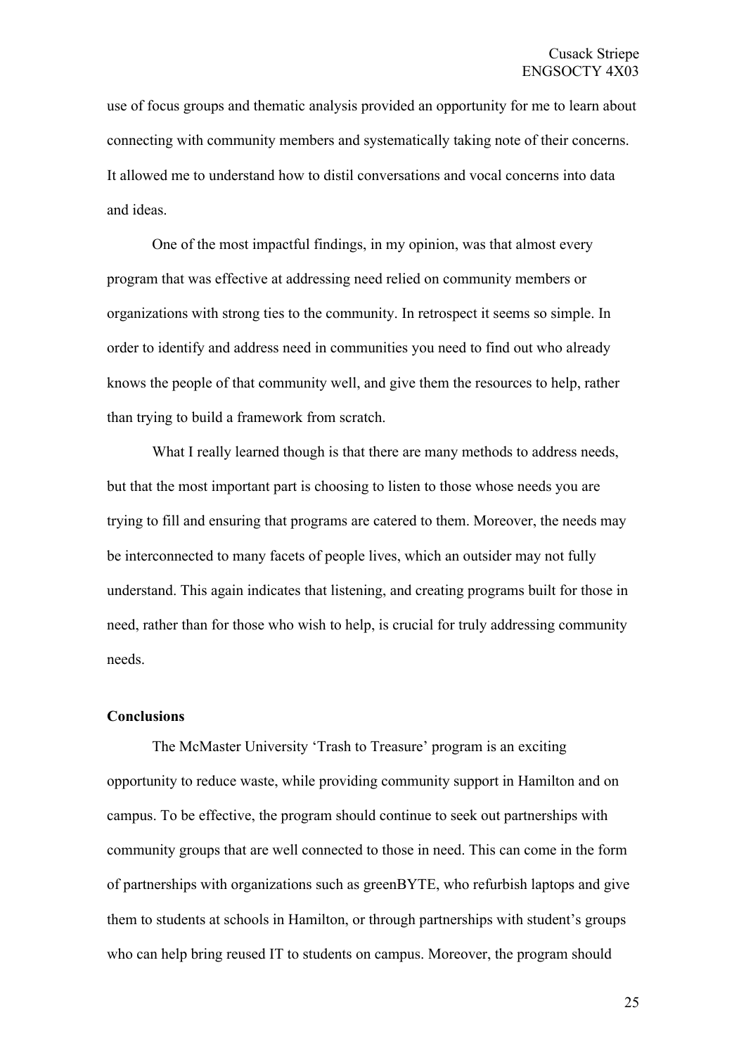use of focus groups and thematic analysis provided an opportunity for me to learn about connecting with community members and systematically taking note of their concerns. It allowed me to understand how to distil conversations and vocal concerns into data and ideas.

One of the most impactful findings, in my opinion, was that almost every program that was effective at addressing need relied on community members or organizations with strong ties to the community. In retrospect it seems so simple. In order to identify and address need in communities you need to find out who already knows the people of that community well, and give them the resources to help, rather than trying to build a framework from scratch.

What I really learned though is that there are many methods to address needs, but that the most important part is choosing to listen to those whose needs you are trying to fill and ensuring that programs are catered to them. Moreover, the needs may be interconnected to many facets of people lives, which an outsider may not fully understand. This again indicates that listening, and creating programs built for those in need, rather than for those who wish to help, is crucial for truly addressing community needs.

**Conclusions**

The McMaster University 'Trash to Treasure' program is an exciting opportunity to reduce waste, while providing community support in Hamilton and on campus. To be effective, the program should continue to seek out partnerships with community groups that are well connected to those in need. This can come in the form of partnerships with organizations such as greenBYTE, who refurbish laptops and give them to students at schools in Hamilton, or through partnerships with student's groups who can help bring reused IT to students on campus. Moreover, the program should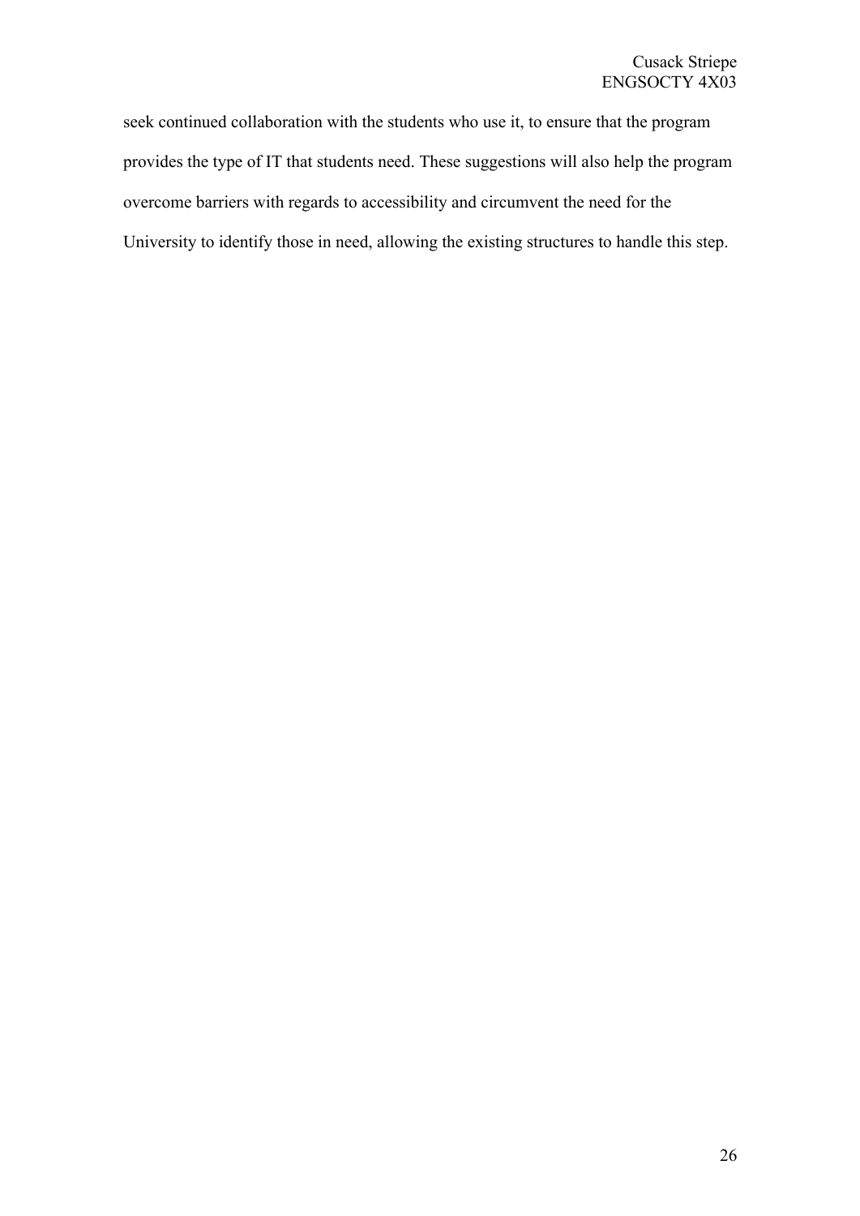seek continued collaboration with the students who use it, to ensure that the program provides the type of IT that students need. These suggestions will also help the program overcome barriers with regards to accessibility and circumvent the need for the University to identify those in need, allowing the existing structures to handle this step.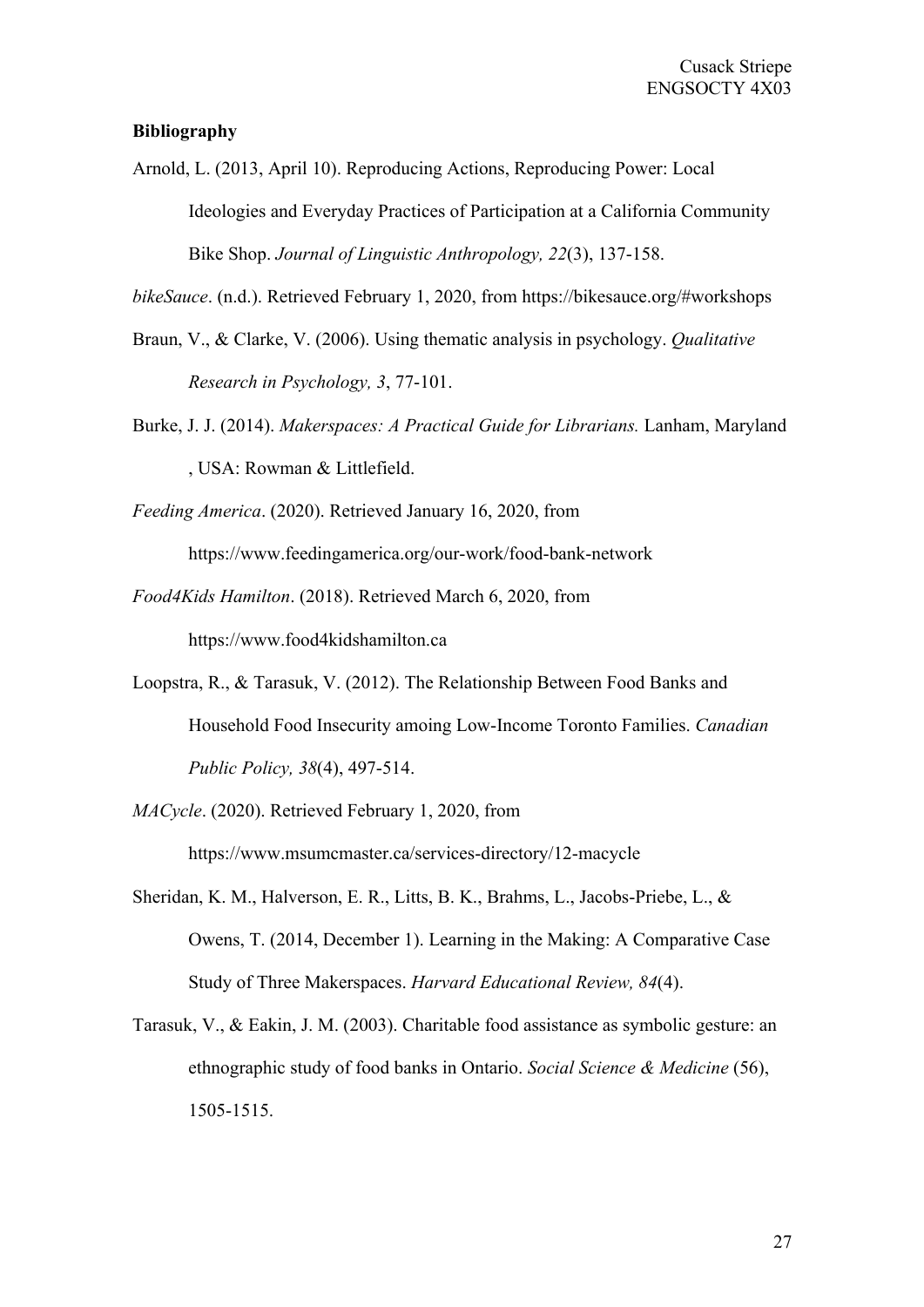**Bibliography**

Arnold, L. (2013, April 10). Reproducing Actions, Reproducing Power: Local Ideologies and Everyday Practices of Participation at a California Community Bike Shop. *Journal of Linguistic Anthropology, 22*(3), 137-158.

*bikeSauce*. (n.d.). Retrieved February 1, 2020, from https://bikesauce.org/#workshops

Braun, V., & Clarke, V. (2006). Using thematic analysis in psychology. *Qualitative Research in Psychology, 3*, 77-101.

Burke, J. J. (2014). *Makerspaces: A Practical Guide for Librarians.* Lanham, Maryland , USA: Rowman & Littlefield.

*Feeding America*. (2020). Retrieved January 16, 2020, from https://www.feedingamerica.org/our-work/food-bank-network

*Food4Kids Hamilton*. (2018). Retrieved March 6, 2020, from https://www.food4kidshamilton.ca

Loopstra, R., & Tarasuk, V. (2012). The Relationship Between Food Banks and Household Food Insecurity amoing Low-Income Toronto Families. *Canadian Public Policy, 38*(4), 497-514.

*MACycle*. (2020). Retrieved February 1, 2020, from https://www.msumcmaster.ca/services-directory/12-macycle

Sheridan, K. M., Halverson, E. R., Litts, B. K., Brahms, L., Jacobs-Priebe, L., & Owens, T. (2014, December 1). Learning in the Making: A Comparative Case Study of Three Makerspaces. *Harvard Educational Review, 84*(4).

Tarasuk, V., & Eakin, J. M. (2003). Charitable food assistance as symbolic gesture: an ethnographic study of food banks in Ontario. *Social Science & Medicine* (56), 1505-1515.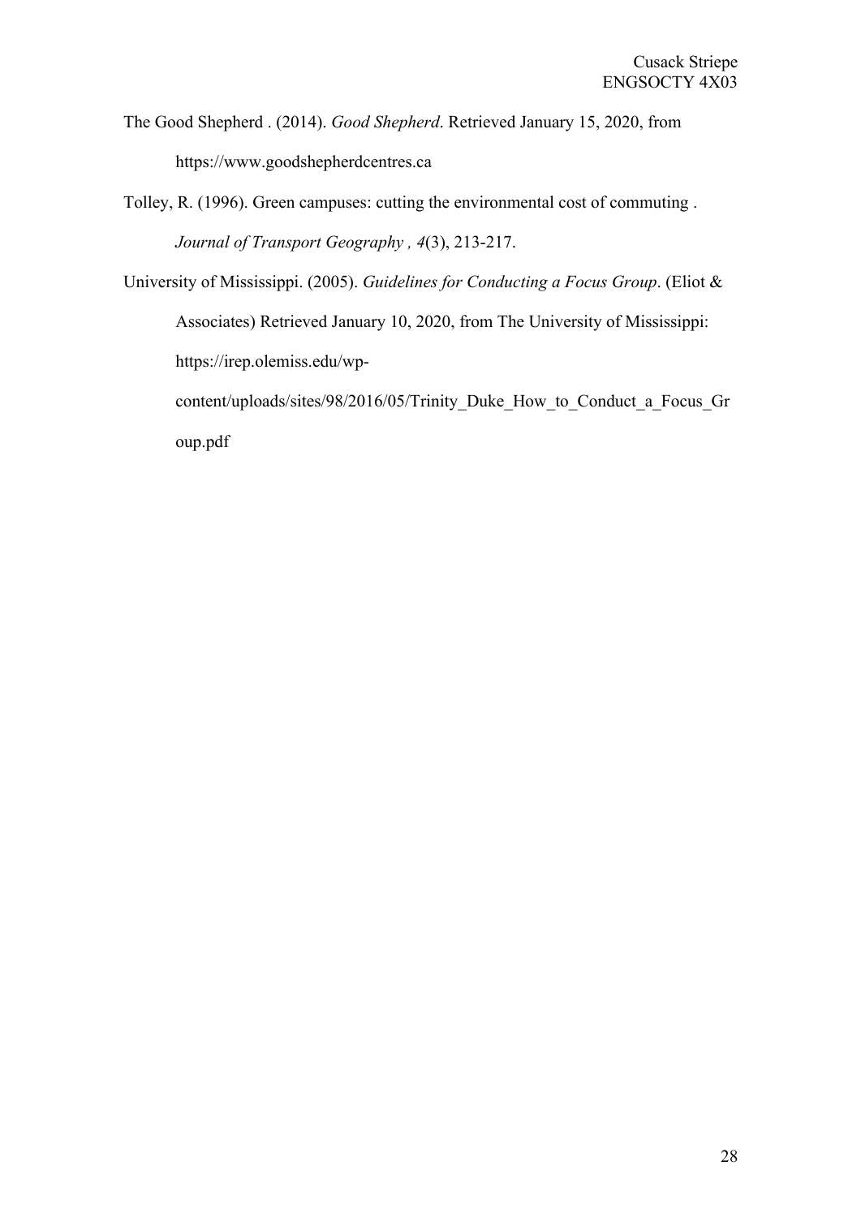The Good Shepherd . (2014). *Good Shepherd*. Retrieved January 15, 2020, from https://www.goodshepherdcentres.ca

Tolley, R. (1996). Green campuses: cutting the environmental cost of commuting . *Journal of Transport Geography , 4*(3), 213-217.

University of Mississippi. (2005). *Guidelines for Conducting a Focus Group*. (Eliot & Associates) Retrieved January 10, 2020, from The University of Mississippi: https://irep.olemiss.edu/wp-content/uploads/sites/98/2016/05/Trinity_Duke_How_to_Conduct_a_Focus_Group.pdf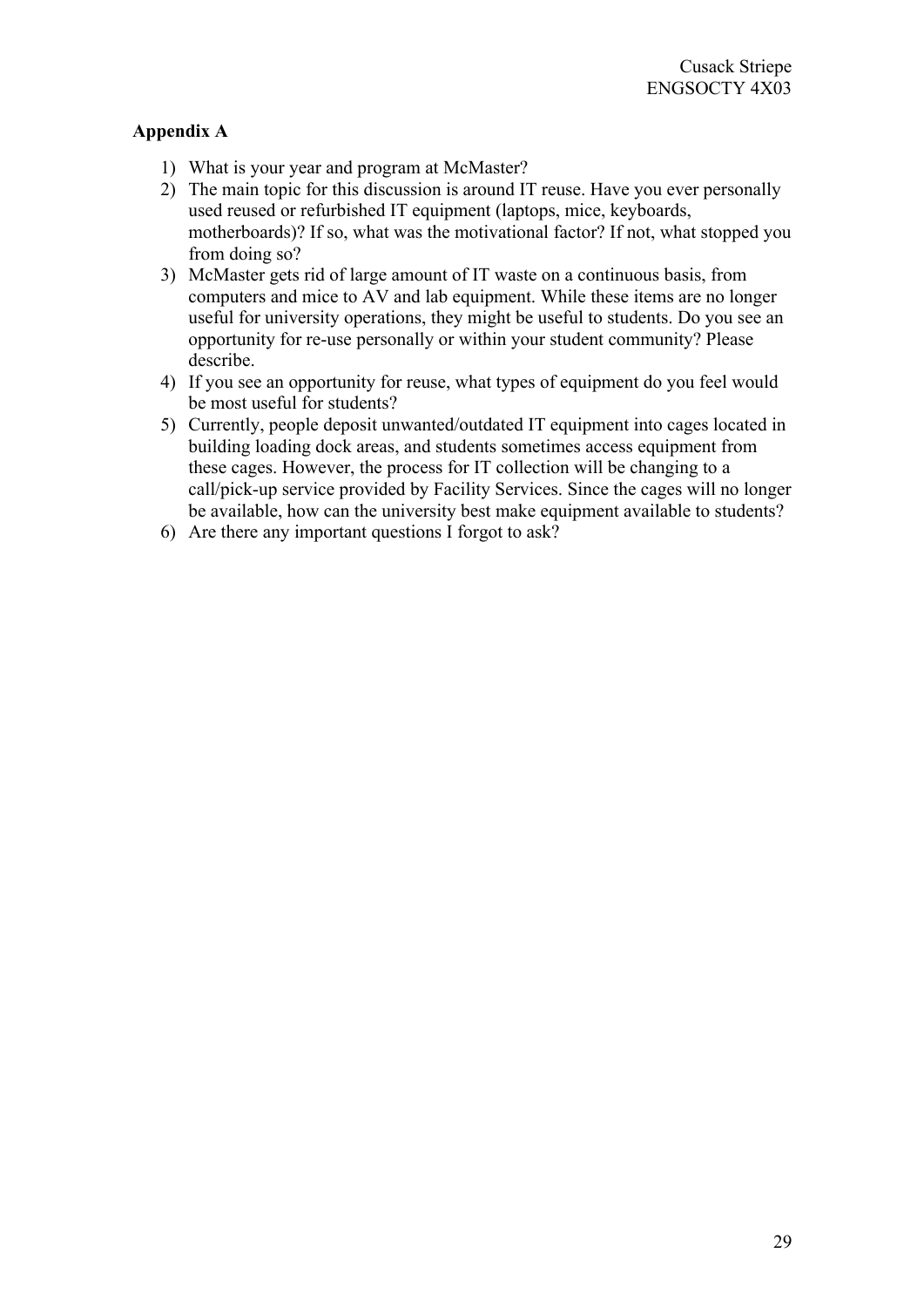## Appendix A

1) What is your year and program at McMaster?
2) The main topic for this discussion is around IT reuse. Have you ever personally used reused or refurbished IT equipment (laptops, mice, keyboards, motherboards)? If so, what was the motivational factor? If not, what stopped you from doing so?
3) McMaster gets rid of large amount of IT waste on a continuous basis, from computers and mice to AV and lab equipment. While these items are no longer useful for university operations, they might be useful to students. Do you see an opportunity for re-use personally or within your student community? Please describe.
4) If you see an opportunity for reuse, what types of equipment do you feel would be most useful for students?
5) Currently, people deposit unwanted/outdated IT equipment into cages located in building loading dock areas, and students sometimes access equipment from these cages. However, the process for IT collection will be changing to a call/pick-up service provided by Facility Services. Since the cages will no longer be available, how can the university best make equipment available to students?
6) Are there any important questions I forgot to ask?